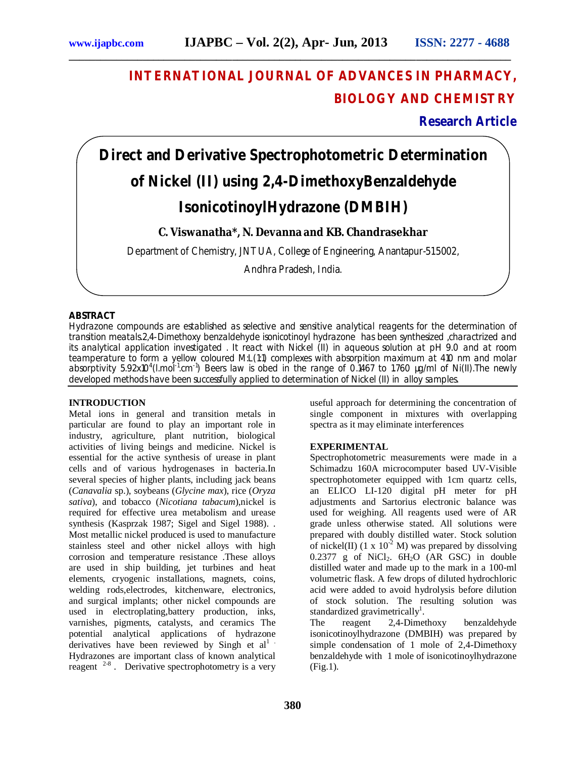# INTERNATIONAL JOURNAL OF ADVANCES IN PHARMACY, BIOLOGY AND CHEMISTRY

**Research Article**

# Direct and Derivative Spectrophotometric Determination of Nickel (II) using 2,4-DimethoxyBenzaldehyde IsonicotinoylHydrazone (DMBIH)

**C. Viswanatha*, N. Devanna and KB. Chandrasekhar**

Department of Chemistry, JNTUA, College of Engineering, Anantapur-515002, Andhra Pradesh, India.

## ABSTRACT

Hydrazone compounds are established as selective and sensitive analytical reagents for the determination of transition meatals.2,4-Dimethoxy benzaldehyde isonicotinoyl hydrazone has been synthesized ,charactrized and its analytical application investigated . It react with Nickel (II) in aqueous solution at pH 9.0 and at room teamperature to form a yellow coloured M:L(1:1) complexes with absorption maximum at 410 nm and molar absorptivity $5.92 \times 10^{4}$($l.mol^{-1}.cm^{-1}$) Beers law is obed in the range of 0.1467 to 1.760 µg/ml of Ni(II).The newly developed methods have been successfully applied to determination of Nickel (II) in alloy samples.

## INTRODUCTION

Metal ions in general and transition metals in particular are found to play an important role in industry, agriculture, plant nutrition, biological activities of living beings and medicine. Nickel is essential for the active synthesis of urease in plant cells and of various hydrogenases in bacteria.In several species of higher plants, including jack beans (*Canavalia* sp.), soybeans (*Glycine max*), rice (*Oryza sativa*), and tobacco (*Nicotiana tabacum*),nickel is required for effective urea metabolism and urease synthesis (Kasprzak 1987; Sigel and Sigel 1988). . Most metallic nickel produced is used to manufacture stainless steel and other nickel alloys with high corrosion and temperature resistance .These alloys are used in ship building, jet turbines and heat elements, cryogenic installations, magnets, coins, welding rods,electrodes, kitchenware, electronics, and surgical implants; other nickel compounds are used in electroplating,battery production, inks, varnishes, pigments, catalysts, and ceramics The potential analytical applications of hydrazone derivatives have been reviewed by Singh et al[1] . Hydrazones are important class of known analytical reagent [2-8] . Derivative spectrophotometry is a very useful approach for determining the concentration of single component in mixtures with overlapping spectra as it may eliminate interferences

## EXPERIMENTAL

Spectrophotometric measurements were made in a Schimadzu 160A microcomputer based UV-Visible spectrophotometer equipped with 1cm quartz cells, an ELICO LI-120 digital pH meter for pH adjustments and Sartorius electronic balance was used for weighing. All reagents used were of AR grade unless otherwise stated. All solutions were prepared with doubly distilled water. Stock solution of nickel(II) ($1 \times 10^{-2}$ M) was prepared by dissolving 0.2377 g of $NiCl_2 . 6H_2O$ (AR GSC) in double distilled water and made up to the mark in a 100-ml volumetric flask. A few drops of diluted hydrochloric acid were added to avoid hydrolysis before dilution of stock solution. The resulting solution was standardized gravimetrically[1].

The reagent 2,4-Dimethoxy benzaldehyde isonicotinoylhydrazone (DMBIH) was prepared by simple condensation of 1 mole of 2,4-Dimethoxy benzaldehyde with 1 mole of isonicotinoylhydrazone (Fig.1).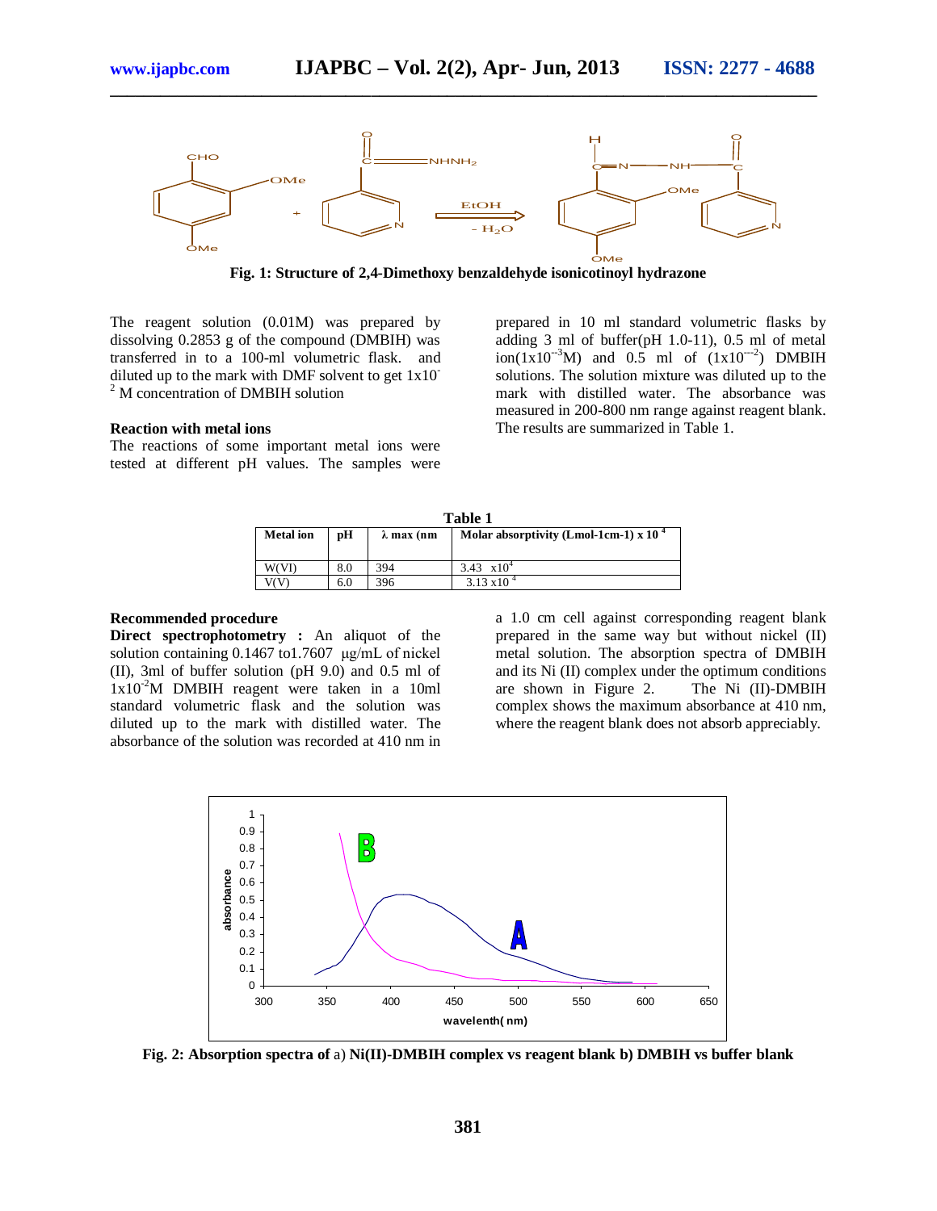Fig. 1: Structure of 2,4-Dimethoxy benzaldehyde isonicotinoyl hydrazone

The reagent solution (0.01M) was prepared by dissolving 0.2853 g of the compound (DMBIH) was transferred in to a 100-ml volumetric flask. and diluted up to the mark with DMF solvent to get $1x10^{-2}$ M concentration of DMBIH solution

### Reaction with metal ions

The reactions of some important metal ions were tested at different pH values. The samples were prepared in 10 ml standard volumetric flasks by adding 3 ml of buffer(pH 1.0-11), 0.5 ml of metal ion($1x10^{-3}$M) and 0.5 ml of ($1x10^{-2}$) DMBIH solutions. The solution mixture was diluted up to the mark with distilled water. The absorbance was measured in 200-800 nm range against reagent blank. The results are summarized in Table 1.

**Table 1**

| Metal ion | pH | λ max (nm | Molar absorptivity (Lmol-1cm-1) x $10^{4}$ |
|---|---|---|---|
| W(VI) | 8.0 | 394 | 3.43 $x10^{4}$ |
| V(V) | 6.0 | 396 | 3.13 $x10^{4}$ |

### Recommended procedure

**Direct spectrophotometry :** An aliquot of the solution containing 0.1467 to1.7607 µg/mL of nickel (II), 3ml of buffer solution (pH 9.0) and 0.5 ml of $1x10^{-2}$M DMBIH reagent were taken in a 10ml standard volumetric flask and the solution was diluted up to the mark with distilled water. The absorbance of the solution was recorded at 410 nm in a 1.0 cm cell against corresponding reagent blank prepared in the same way but without nickel (II) metal solution. The absorption spectra of DMBIH and its Ni (II) complex under the optimum conditions are shown in Figure 2. The Ni (II)-DMBIH complex shows the maximum absorbance at 410 nm, where the reagent blank does not absorb appreciably.

**Fig. 2: Absorption spectra of** a) **Ni(II)-DMBIH complex vs reagent blank b) DMBIH vs buffer blank**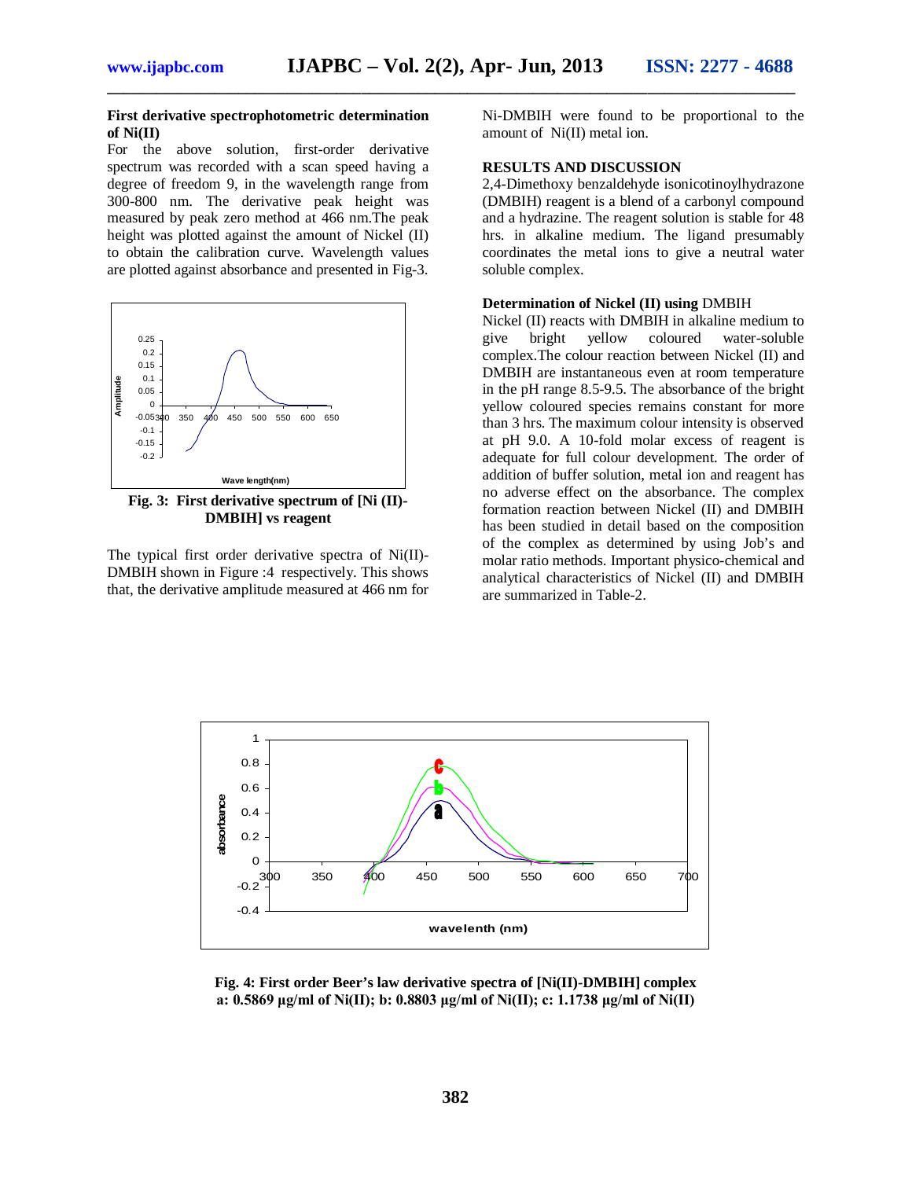### First derivative spectrophotometric determination of Ni(II)

For the above solution, first-order derivative spectrum was recorded with a scan speed having a degree of freedom 9, in the wavelength range from 300-800 nm. The derivative peak height was measured by peak zero method at 466 nm.The peak height was plotted against the amount of Nickel (II) to obtain the calibration curve. Wavelength values are plotted against absorbance and presented in Fig-3.

**Fig. 3: First derivative spectrum of [Ni (II)-DMBIH] vs reagent**

The typical first order derivative spectra of Ni(II)-DMBIH shown in Figure :4 respectively. This shows that, the derivative amplitude measured at 466 nm for Ni-DMBIH were found to be proportional to the amount of Ni(II) metal ion.

## RESULTS AND DISCUSSION

2,4-Dimethoxy benzaldehyde isonicotinoylhydrazone (DMBIH) reagent is a blend of a carbonyl compound and a hydrazine. The reagent solution is stable for 48 hrs. in alkaline medium. The ligand presumably coordinates the metal ions to give a neutral water soluble complex.

### Determination of Nickel (II) using DMBIH

Nickel (II) reacts with DMBIH in alkaline medium to give bright yellow coloured water-soluble complex.The colour reaction between Nickel (II) and DMBIH are instantaneous even at room temperature in the pH range 8.5-9.5. The absorbance of the bright yellow coloured species remains constant for more than 3 hrs. The maximum colour intensity is observed at pH 9.0. A 10-fold molar excess of reagent is adequate for full colour development. The order of addition of buffer solution, metal ion and reagent has no adverse effect on the absorbance. The complex formation reaction between Nickel (II) and DMBIH has been studied in detail based on the composition of the complex as determined by using Job's and molar ratio methods. Important physico-chemical and analytical characteristics of Nickel (II) and DMBIH are summarized in Table-2.

**Fig. 4: First order Beer's law derivative spectra of [Ni(II)-DMBIH] complex**
**a: 0.5869 µg/ml of Ni(II); b: 0.8803 µg/ml of Ni(II); c: 1.1738 µg/ml of Ni(II)**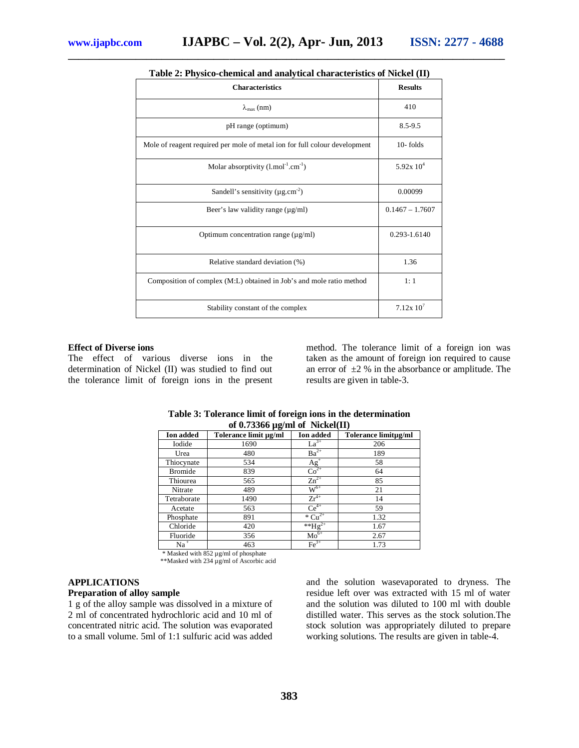**Table 2: Physico-chemical and analytical characteristics of Nickel (II)**

| Characteristics | Results |
|---|---|
| $\lambda_{max}$ (nm) | 410 |
| pH range (optimum) | 8.5-9.5 |
| Mole of reagent required per mole of metal ion for full colour development | 10- folds |
| Molar absorptivity ($l.mol^{-1}.cm^{-1}$) | $5.92 \times 10^4$ |
| Sandell's sensitivity ($\mu g.cm^{-2}$) | 0.00099 |
| Beer's law validity range (µg/ml) | 0.1467 – 1.7607 |
| Optimum concentration range (µg/ml) | 0.293-1.6140 |
| Relative standard deviation (%) | 1.36 |
| Composition of complex (M:L) obtained in Job's and mole ratio method | 1: 1 |
| Stability constant of the complex | $7.12 \times 10^7$ |

## Effect of Diverse ions

The effect of various diverse ions in the determination of Nickel (II) was studied to find out the tolerance limit of foreign ions in the present method. The tolerance limit of a foreign ion was taken as the amount of foreign ion required to cause an error of ±2 % in the absorbance or amplitude. The results are given in table-3.

**Table 3: Tolerance limit of foreign ions in the determination of 0.73366 µg/ml of Nickel(II)**

| Ion added | Tolerance limit µg/ml | Ion added | Tolerance limitµg/ml |
|---|---|---|---|
| Iodide | 1690 | $La^{3+}$ | 206 |
| Urea | 480 | $Ba^{2+}$ | 189 |
| Thiocynate | 534 | $Ag^{+}$ | 58 |
| Bromide | 839 | $Co^{2+}$ | 64 |
| Thiourea | 565 | $Zn^{2+}$ | 85 |
| Nitrate | 489 | $W^{6+}$ | 21 |
| Tetraborate | 1490 | $Zr^{4+}$ | 14 |
| Acetate | 563 | $Ce^{4+}$ | 59 |
| Phosphate | 891 | * $Cu^{2+}$ | 1.32 |
| Chloride | 420 | ** $Hg^{2+}$ | 1.67 |
| Fluoride | 356 | $Mo^{6+}$ | 2.67 |
| $Na^{+}$ | 463 | $Fe^{3+}$ | 1.73 |

\* Masked with 852 µg/ml of phosphate

\*\*Masked with 234 µg/ml of Ascorbic acid

## APPLICATIONS

### Preparation of alloy sample

1 g of the alloy sample was dissolved in a mixture of 2 ml of concentrated hydrochloric acid and 10 ml of concentrated nitric acid. The solution was evaporated to a small volume. 5ml of 1:1 sulfuric acid was added and the solution wasevaporated to dryness. The residue left over was extracted with 15 ml of water and the solution was diluted to 100 ml with double distilled water. This serves as the stock solution.The stock solution was appropriately diluted to prepare working solutions. The results are given in table-4.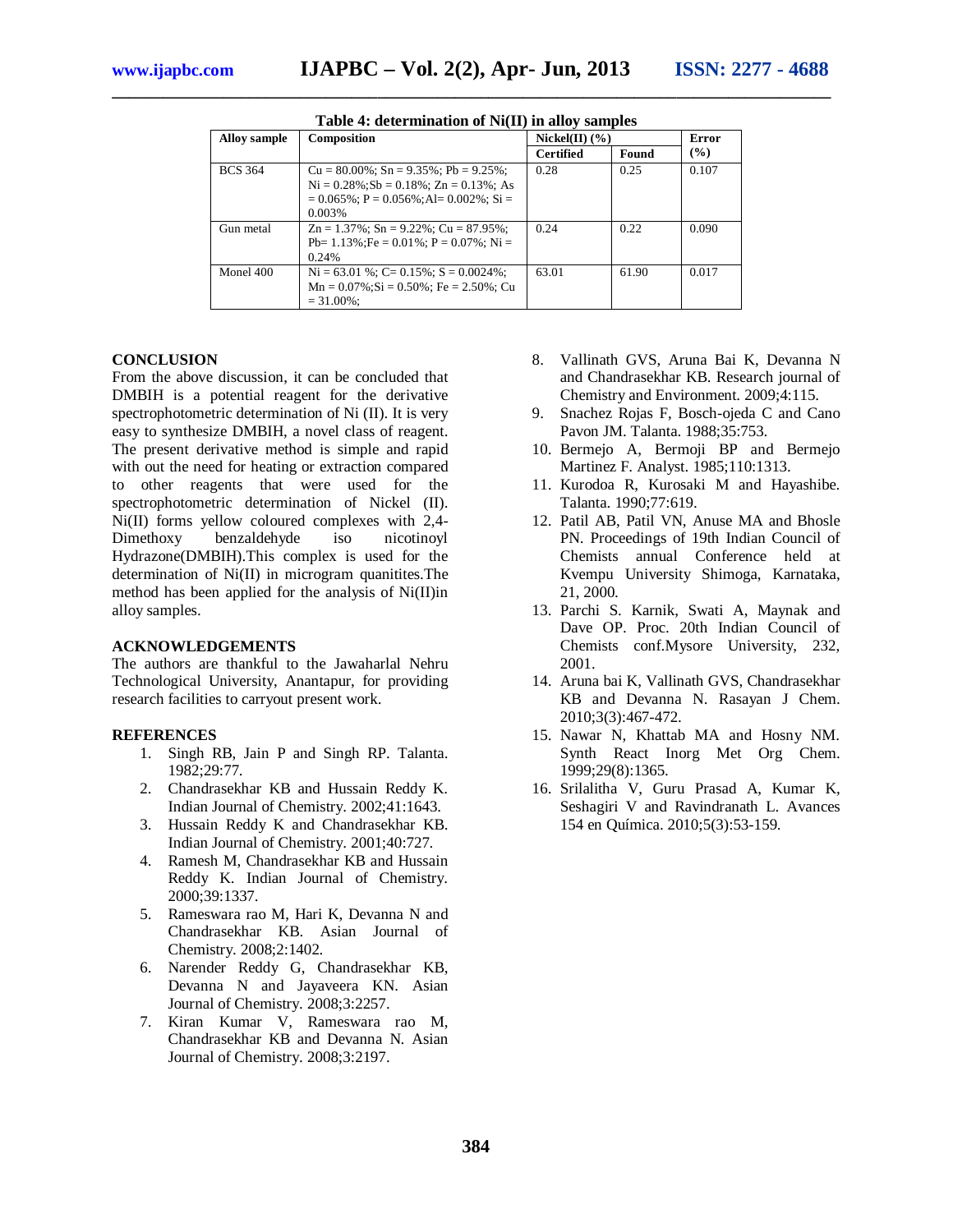**Table 4: determination of Ni(II) in alloy samples**

| Alloy sample | Composition | Nickel(II) (%) | | Error (%) |
|---|---|---|---|---|
| | | Certified | Found | |
| BCS 364 | Cu = 80.00%; Sn = 9.35%; Pb = 9.25%; Ni = 0.28%;Sb = 0.18%; Zn = 0.13%; As = 0.065%; P = 0.056%;Al= 0.002%; Si = 0.003% | 0.28 | 0.25 | 0.107 |
| Gun metal | Zn = 1.37%; Sn = 9.22%; Cu = 87.95%; Pb= 1.13%;Fe = 0.01%; P = 0.07%; Ni = 0.24% | 0.24 | 0.22 | 0.090 |
| Monel 400 | Ni = 63.01 %; C= 0.15%; S = 0.0024%; Mn = 0.07%;Si = 0.50%; Fe = 2.50%; Cu = 31.00%; | 63.01 | 61.90 | 0.017 |

## CONCLUSION

From the above discussion, it can be concluded that DMBIH is a potential reagent for the derivative spectrophotometric determination of Ni (II). It is very easy to synthesize DMBIH, a novel class of reagent. The present derivative method is simple and rapid with out the need for heating or extraction compared to other reagents that were used for the spectrophotometric determination of Nickel (II). Ni(II) forms yellow coloured complexes with 2,4-Dimethoxy benzaldehyde iso nicotinoyl Hydrazone(DMBIH).This complex is used for the determination of Ni(II) in microgram quanitites.The method has been applied for the analysis of Ni(II)in alloy samples.

## ACKNOWLEDGEMENTS

The authors are thankful to the Jawaharlal Nehru Technological University, Anantapur, for providing research facilities to carryout present work.

## REFERENCES

1. Singh RB, Jain P and Singh RP. Talanta. 1982;29:77.
2. Chandrasekhar KB and Hussain Reddy K. Indian Journal of Chemistry. 2002;41:1643.
3. Hussain Reddy K and Chandrasekhar KB. Indian Journal of Chemistry. 2001;40:727.
4. Ramesh M, Chandrasekhar KB and Hussain Reddy K. Indian Journal of Chemistry. 2000;39:1337.
5. Rameswara rao M, Hari K, Devanna N and Chandrasekhar KB. Asian Journal of Chemistry. 2008;2:1402.
6. Narender Reddy G, Chandrasekhar KB, Devanna N and Jayaveera KN. Asian Journal of Chemistry. 2008;3:2257.
7. Kiran Kumar V, Rameswara rao M, Chandrasekhar KB and Devanna N. Asian Journal of Chemistry. 2008;3:2197.
8. Vallinath GVS, Aruna Bai K, Devanna N and Chandrasekhar KB. Research journal of Chemistry and Environment. 2009;4:115.
9. Snachez Rojas F, Bosch-ojeda C and Cano Pavon JM. Talanta. 1988;35:753.
10. Bermejo A, Bermoji BP and Bermejo Martinez F. Analyst. 1985;110:1313.
11. Kurodoa R, Kurosaki M and Hayashibe. Talanta. 1990;77:619.
12. Patil AB, Patil VN, Anuse MA and Bhosle PN. Proceedings of 19th Indian Council of Chemists annual Conference held at Kvempu University Shimoga, Karnataka, 21, 2000.
13. Parchi S. Karnik, Swati A, Maynak and Dave OP. Proc. 20th Indian Council of Chemists conf.Mysore University, 232, 2001.
14. Aruna bai K, Vallinath GVS, Chandrasekhar KB and Devanna N. Rasayan J Chem. 2010;3(3):467-472.
15. Nawar N, Khattab MA and Hosny NM. Synth React Inorg Met Org Chem. 1999;29(8):1365.
16. Srilalitha V, Guru Prasad A, Kumar K, Seshagiri V and Ravindranath L. Avances 154 en Química. 2010;5(3):53-159.